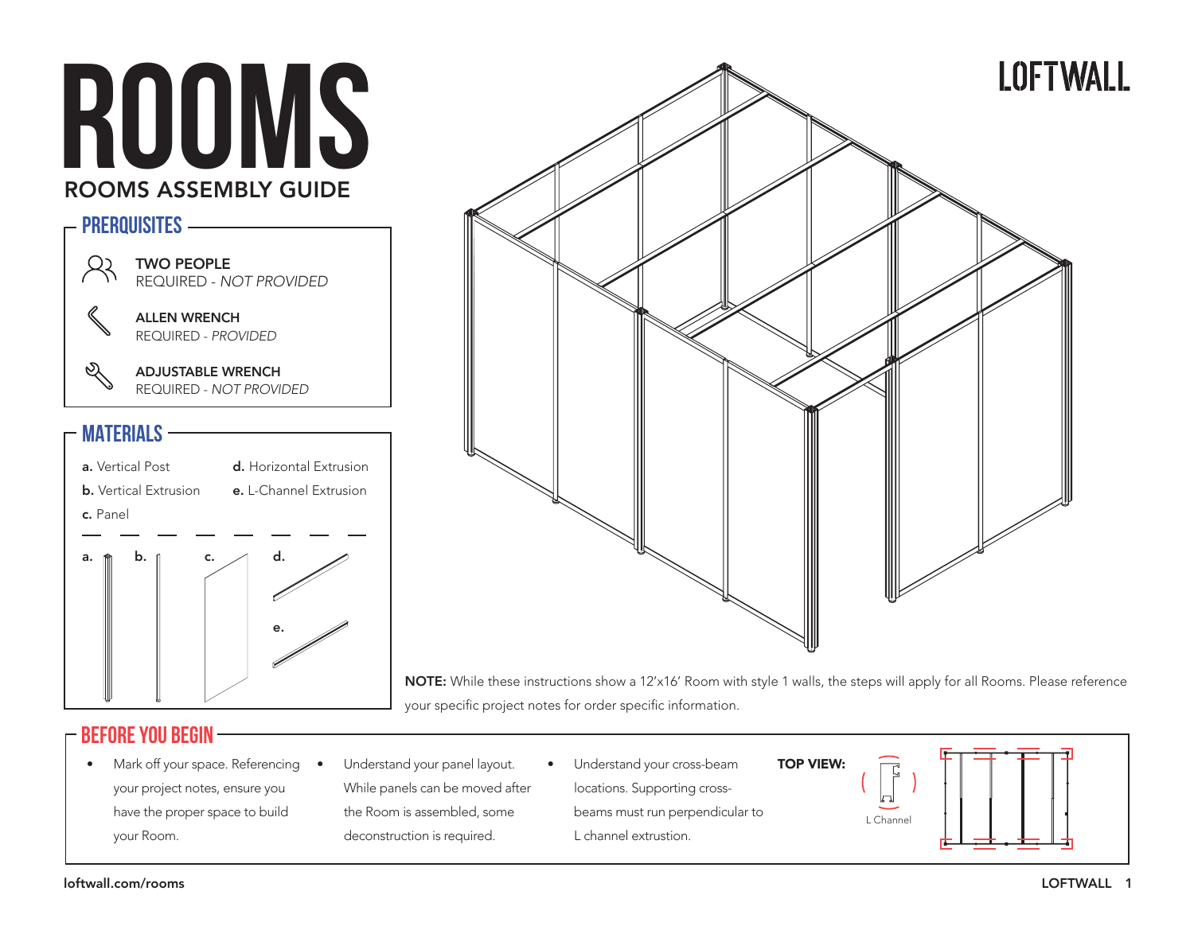# ROOMS

## ROOMS ASSEMBLY GUIDE

LOFTWALL

## PREREQUISITES

**TWO PEOPLE**
REQUIRED - *NOT PROVIDED*

**ALLEN WRENCH**
REQUIRED - *PROVIDED*

**ADJUSTABLE WRENCH**
REQUIRED - *NOT PROVIDED*

## MATERIALS

**a.** Vertical Post
**b.** Vertical Extrusion
**c.** Panel
**d.** Horizontal Extrusion
**e.** L-Channel Extrusion

a. b. c. d. e.

**NOTE:** While these instructions show a 12'x16' Room with style 1 walls, the steps will apply for all Rooms. Please reference your specific project notes for order specific information.

## BEFORE YOU BEGIN

- Mark off your space. Referencing your project notes, ensure you have the proper space to build your Room.
- Understand your panel layout. While panels can be moved after the Room is assembled, some deconstruction is required.
- Understand your cross-beam locations. Supporting cross-beams must run perpendicular to L channel extrusion.

**TOP VIEW:**

L Channel

loftwall.com/rooms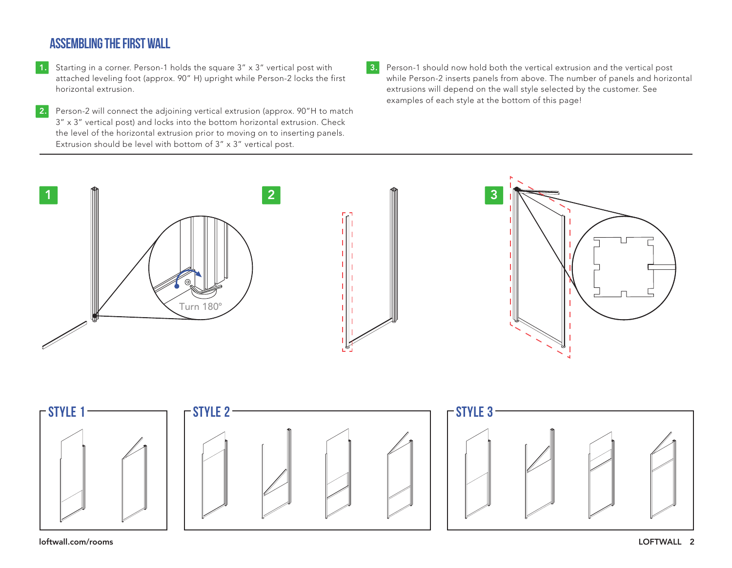# ASSEMBLING THE FIRST WALL

1. Starting in a corner. Person-1 holds the square 3" x 3" vertical post with attached leveling foot (approx. 90" H) upright while Person-2 locks the first horizontal extrusion.

2. Person-2 will connect the adjoining vertical extrusion (approx. 90"H to match 3" x 3" vertical post) and locks into the bottom horizontal extrusion. Check the level of the horizontal extrusion prior to moving on to inserting panels. Extrusion should be level with bottom of 3" x 3" vertical post.

3. Person-1 should now hold both the vertical extrusion and the vertical post while Person-2 inserts panels from above. The number of panels and horizontal extrusions will depend on the wall style selected by the customer. See examples of each style at the bottom of this page!

1

Turn 180°

2

3

STYLE 1

STYLE 2

STYLE 3

loftwall.com/rooms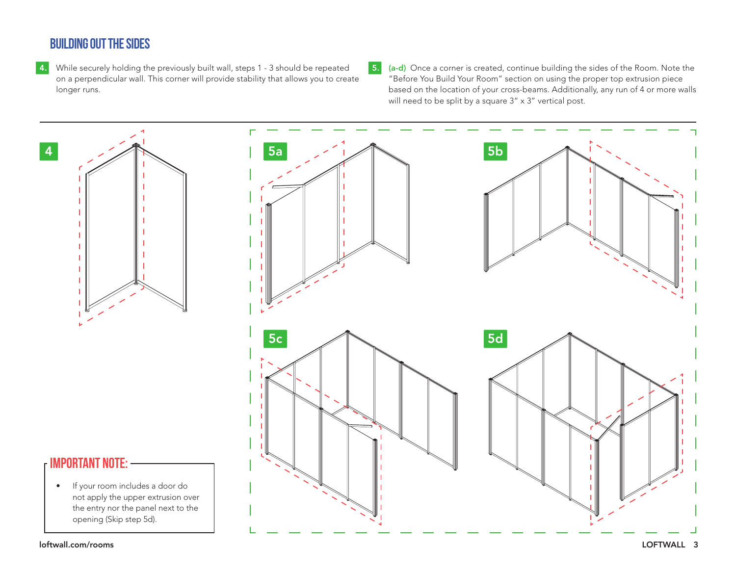## BUILDING OUT THE SIDES

**4.** While securely holding the previously built wall, steps 1 - 3 should be repeated on a perpendicular wall. This corner will provide stability that allows you to create longer runs.

**5.** **(a-d)** Once a corner is created, continue building the sides of the Room. Note the "Before You Build Your Room" section on using the proper top extrusion piece based on the location of your cross-beams. Additionally, any run of 4 or more walls will need to be split by a square 3" x 3" vertical post.

4

5a

5b

5c

5d

### IMPORTANT NOTE:

- If your room includes a door do not apply the upper extrusion over the entry nor the panel next to the opening (Skip step 5d).

loftwall.com/rooms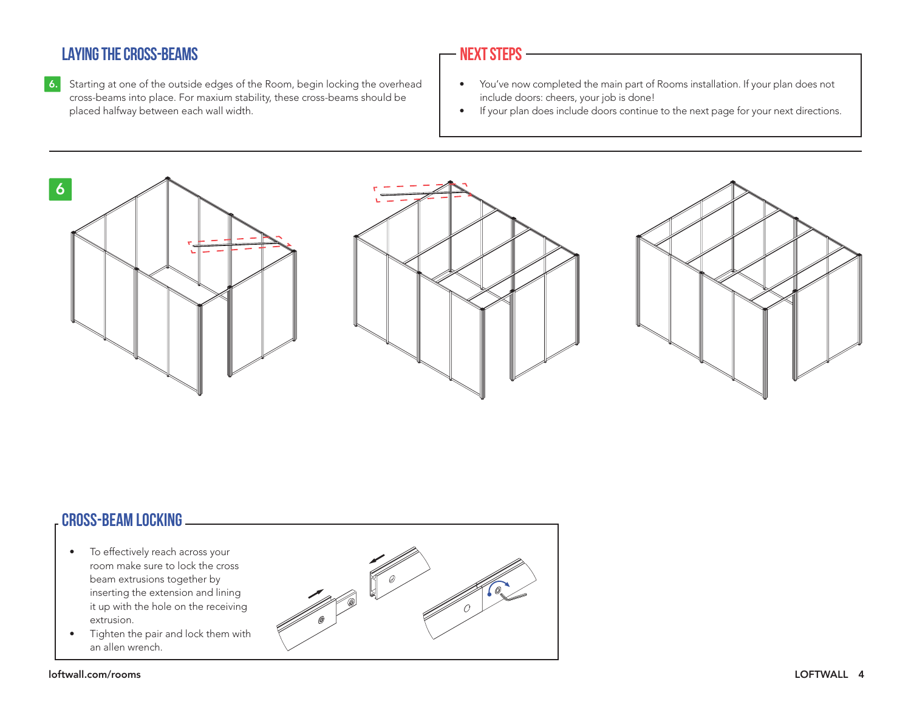## LAYING THE CROSS-BEAMS

**6.** Starting at one of the outside edges of the Room, begin locking the overhead cross-beams into place. For maxium stability, these cross-beams should be placed halfway between each wall width.

## NEXT STEPS

- You've now completed the main part of Rooms installation. If your plan does not include doors: cheers, your job is done!
- If your plan does include doors continue to the next page for your next directions.

6

## CROSS-BEAM LOCKING

- To effectively reach across your room make sure to lock the cross beam extrusions together by inserting the extension and lining it up with the hole on the receiving extrusion.
- Tighten the pair and lock them with an allen wrench.

loftwall.com/rooms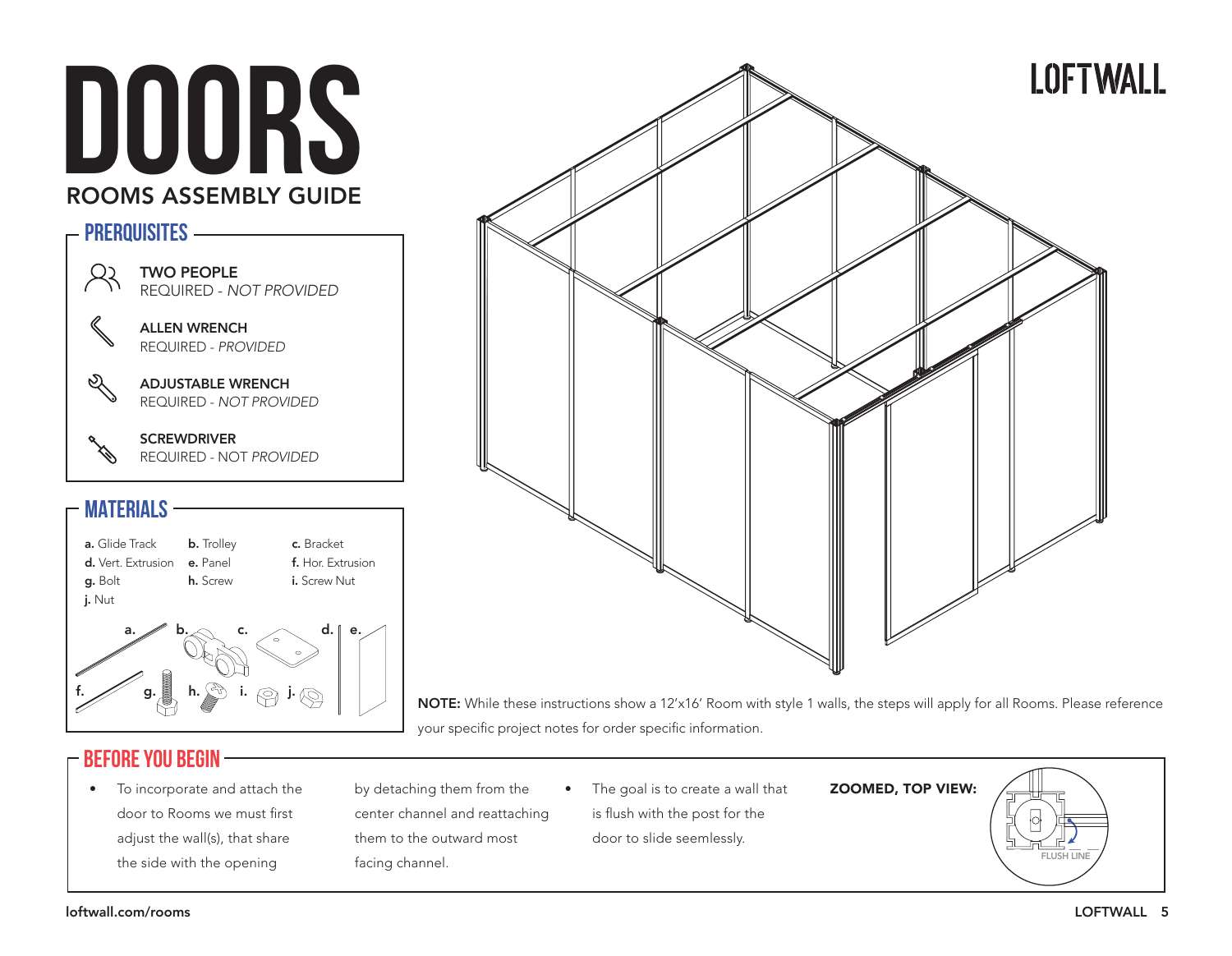# DOORS

## ROOMS ASSEMBLY GUIDE

LOFTWALL

## PREREQUISITES

**TWO PEOPLE**
REQUIRED - *NOT PROVIDED*

**ALLEN WRENCH**
REQUIRED - *PROVIDED*

**ADJUSTABLE WRENCH**
REQUIRED - *NOT PROVIDED*

**SCREWDRIVER**
REQUIRED - NOT *PROVIDED*

## MATERIALS

**a.** Glide Track
**b.** Trolley
**c.** Bracket
**d.** Vert. Extrusion
**e.** Panel
**f.** Hor. Extrusion
**g.** Bolt
**h.** Screw
**i.** Screw Nut
**j.** Nut

**NOTE:** While these instructions show a 12'x16' Room with style 1 walls, the steps will apply for all Rooms. Please reference your specific project notes for order specific information.

## BEFORE YOU BEGIN

- To incorporate and attach the door to Rooms we must first adjust the wall(s), that share the side with the opening by detaching them from the center channel and reattaching them to the outward most facing channel.
- The goal is to create a wall that is flush with the post for the door to slide seemlessly.

**ZOOMED, TOP VIEW:**

FLUSH LINE

loftwall.com/rooms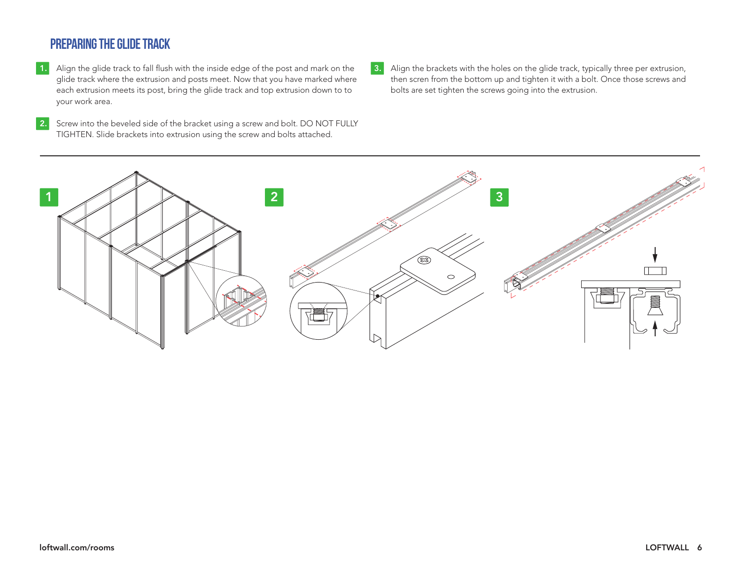# PREPARING THE GLIDE TRACK

1. Align the glide track to fall flush with the inside edge of the post and mark on the glide track where the extrusion and posts meet. Now that you have marked where each extrusion meets its post, bring the glide track and top extrusion down to to your work area.

2. Screw into the beveled side of the bracket using a screw and bolt. DO NOT FULLY TIGHTEN. Slide brackets into extrusion using the screw and bolts attached.

3. Align the brackets with the holes on the glide track, typically three per extrusion, then scren from the bottom up and tighten it with a bolt. Once those screws and bolts are set tighten the screws going into the extrusion.

1

2

3

loftwall.com/rooms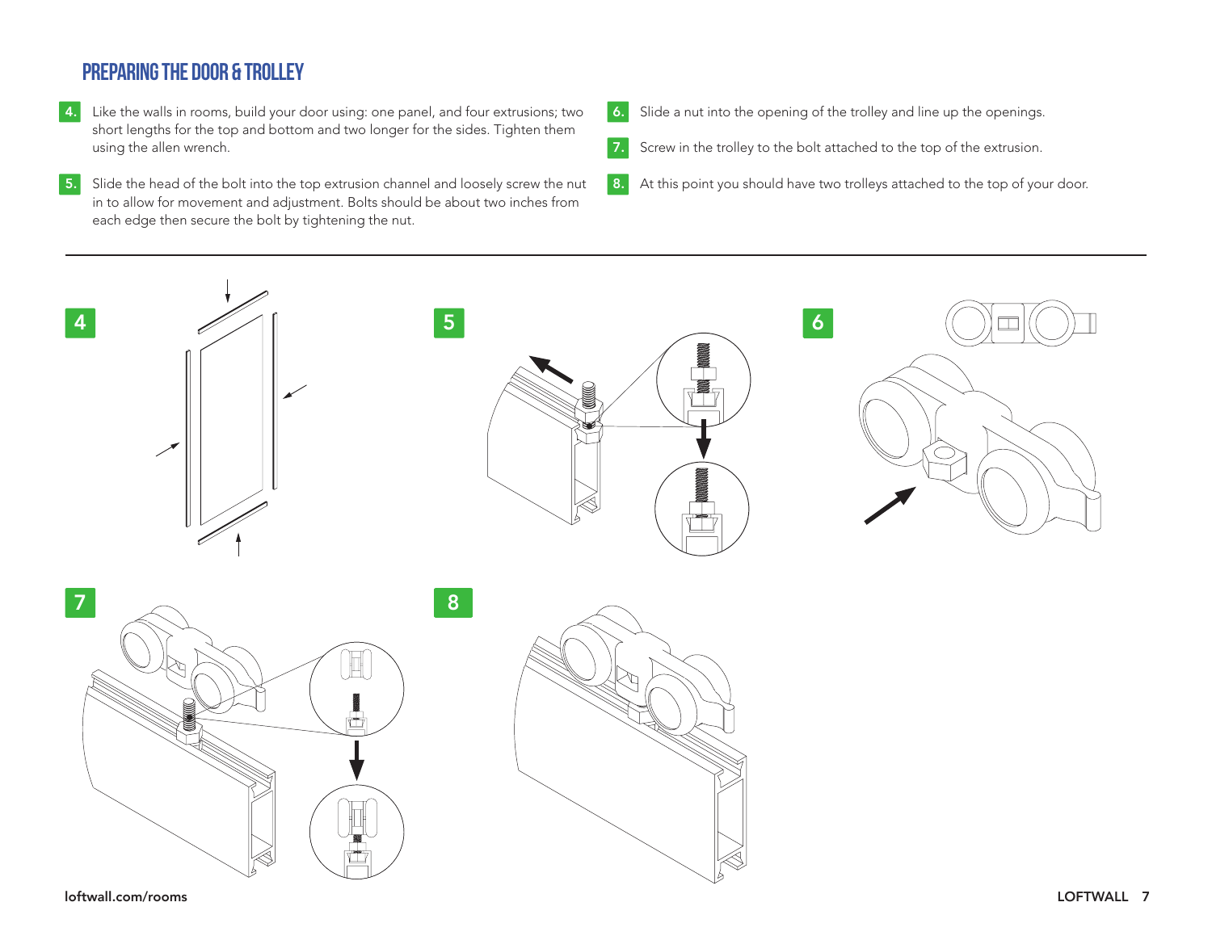## PREPARING THE DOOR & TROLLEY

4. Like the walls in rooms, build your door using: one panel, and four extrusions; two short lengths for the top and bottom and two longer for the sides. Tighten them using the allen wrench.

5. Slide the head of the bolt into the top extrusion channel and loosely screw the nut in to allow for movement and adjustment. Bolts should be about two inches from each edge then secure the bolt by tightening the nut.

6. Slide a nut into the opening of the trolley and line up the openings.

7. Screw in the trolley to the bolt attached to the top of the extrusion.

8. At this point you should have two trolleys attached to the top of your door.

4

5

6

7

8

loftwall.com/rooms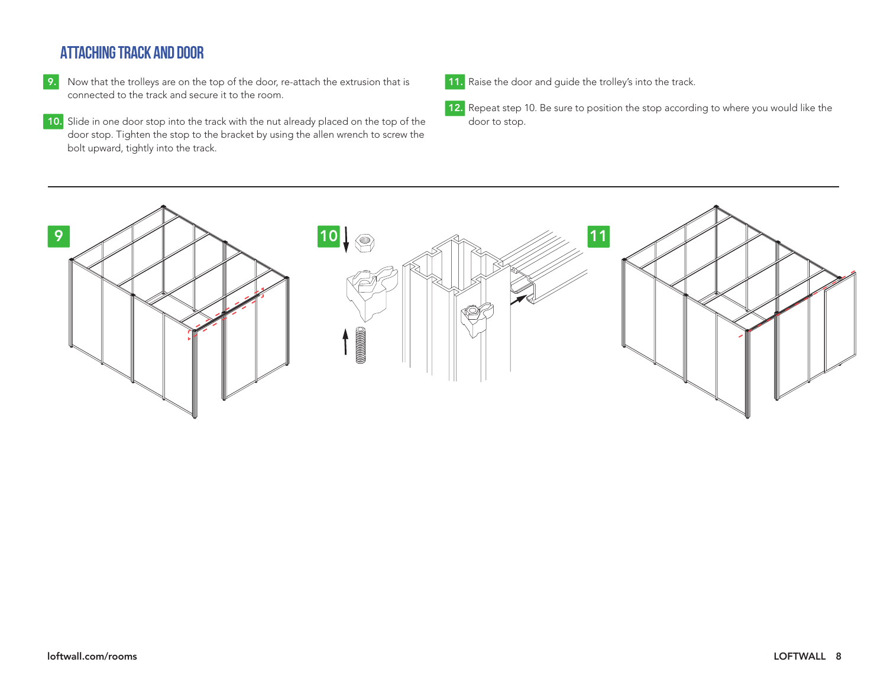## ATTACHING TRACK AND DOOR

**9.** Now that the trolleys are on the top of the door, re-attach the extrusion that is connected to the track and secure it to the room.

**10.** Slide in one door stop into the track with the nut already placed on the top of the door stop. Tighten the stop to the bracket by using the allen wrench to screw the bolt upward, tightly into the track.

**11.** Raise the door and guide the trolley's into the track.

**12.** Repeat step 10. Be sure to position the stop according to where you would like the door to stop.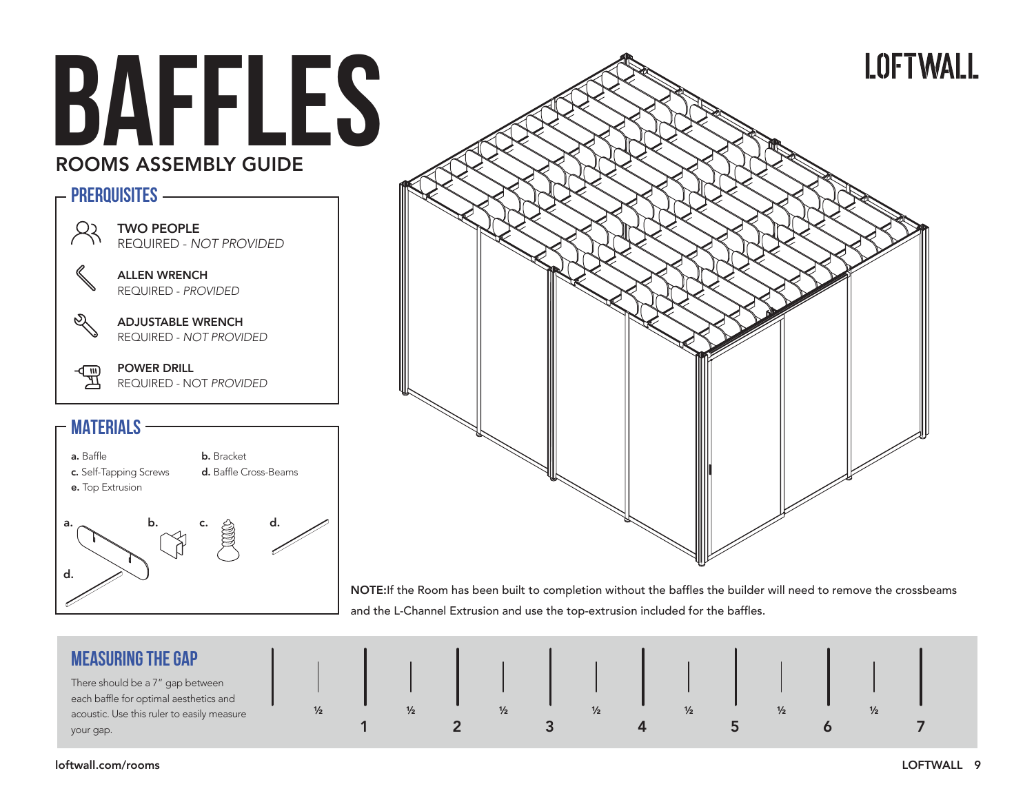# BAFFLES

## ROOMS ASSEMBLY GUIDE

LOFTWALL

### PREREQUISITES

**TWO PEOPLE**
REQUIRED - *NOT PROVIDED*

**ALLEN WRENCH**
REQUIRED - *PROVIDED*

**ADJUSTABLE WRENCH**
REQUIRED - *NOT PROVIDED*

**POWER DRILL**
REQUIRED - NOT *PROVIDED*

### MATERIALS

**a.** Baffle
**b.** Bracket
**c.** Self-Tapping Screws
**d.** Baffle Cross-Beams
**e.** Top Extrusion

a. b. c. d.

d.

**NOTE:** If the Room has been built to completion without the baffles the builder will need to remove the crossbeams and the L-Channel Extrusion and use the top-extrusion included for the baffles.

### MEASURING THE GAP

There should be a 7" gap between each baffle for optimal aesthetics and acoustic. Use this ruler to easily measure your gap.

½ 1 ½ 2 ½ 3 ½ 4 ½ 5 ½ 6 ½ 7

loftwall.com/rooms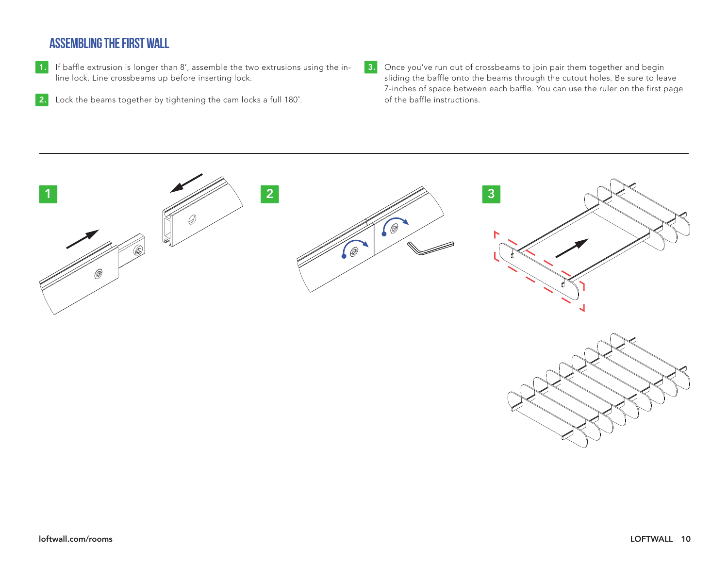## ASSEMBLING THE FIRST WALL

1. If baffle extrusion is longer than 8', assemble the two extrusions using the in-line lock. Line crossbeams up before inserting lock.

2. Lock the beams together by tightening the cam locks a full 180˚.

3. Once you've run out of crossbeams to join pair them together and begin sliding the baffle onto the beams through the cutout holes. Be sure to leave 7-inches of space between each baffle. You can use the ruler on the first page of the baffle instructions.

1

2

3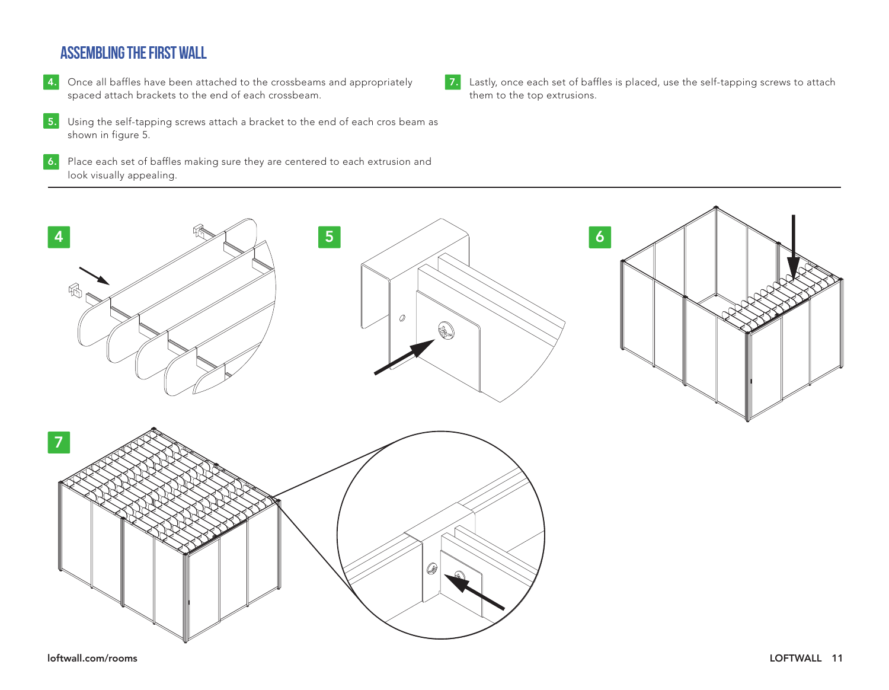## ASSEMBLING THE FIRST WALL

4. Once all baffles have been attached to the crossbeams and appropriately spaced attach brackets to the end of each crossbeam.

5. Using the self-tapping screws attach a bracket to the end of each cros beam as shown in figure 5.

6. Place each set of baffles making sure they are centered to each extrusion and look visually appealing.

7. Lastly, once each set of baffles is placed, use the self-tapping screws to attach them to the top extrusions.

4

5

6

7